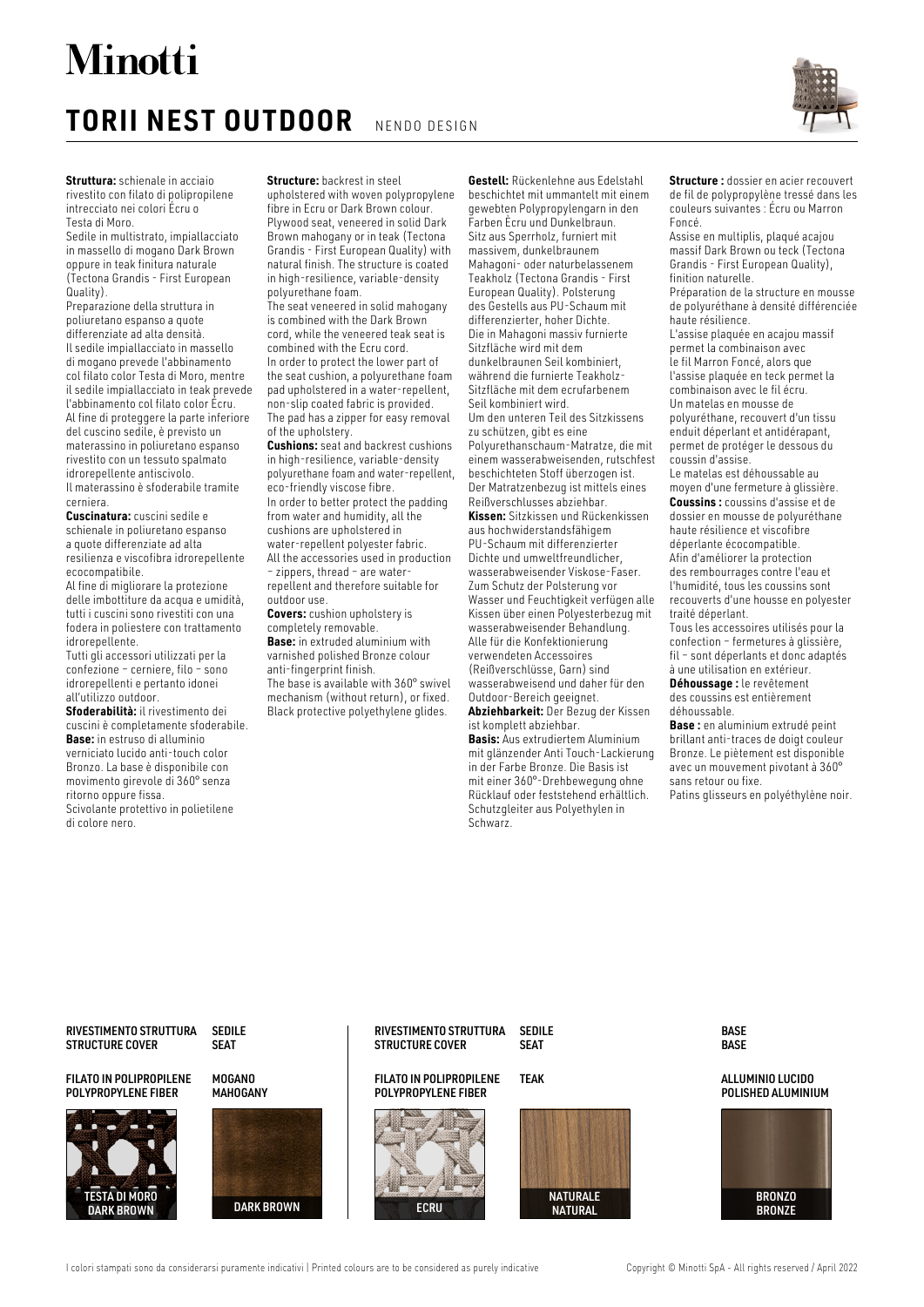# Minotti

## TORII NEST OUTDOOR NENDO DESIGN

**Struttura:** schienale in acciaio rivestito con filato di polipropilene intrecciato nei colori Écru o Testa di Moro.
Sedile in multistrato, impiallacciato in massello di mogano Dark Brown oppure in teak finitura naturale (Tectona Grandis - First European Quality).
Preparazione della struttura in poliuretano espanso a quote differenziate ad alta densità.
Il sedile impiallacciato in massello di mogano prevede l'abbinamento col filato color Testa di Moro, mentre il sedile impiallacciato in teak prevede l'abbinamento col filato color Écru.
Al fine di proteggere la parte inferiore del cuscino sedile, è previsto un materassino in poliuretano espanso rivestito con un tessuto spalmato idrorepellente antiscivolo.
Il materassino è sfoderabile tramite cerniera.
**Cuscinatura:** cuscini sedile e schienale in poliuretano espanso a quote differenziate ad alta resilienza e viscofibra idrorepellente ecocompatibile.
Al fine di migliorare la protezione delle imbottiture da acqua e umidità, tutti i cuscini sono rivestiti con una fodera in poliestere con trattamento idrorepellente.
Tutti gli accessori utilizzati per la confezione – cerniere, filo – sono idrorepellenti e pertanto idonei all'utilizzo outdoor.
**Sfoderabilità:** il rivestimento dei cuscini è completamente sfoderabile.
**Base:** in estruso di alluminio verniciato lucido anti-touch color Bronzo. La base è disponibile con movimento girevole di 360° senza ritorno oppure fissa.
Scivolante protettivo in polietilene di colore nero.

**Structure:** backrest in steel upholstered with woven polypropylene fibre in Ecru or Dark Brown colour.
Plywood seat, veneered in solid Dark Brown mahogany or in teak (Tectona Grandis - First European Quality) with natural finish. The structure is coated in high-resilience, variable-density polyurethane foam.
The seat veneered in solid mahogany is combined with the Dark Brown cord, while the veneered teak seat is combined with the Ecru cord.
In order to protect the lower part of the seat cushion, a polyurethane foam pad upholstered in a water-repellent, non-slip coated fabric is provided.
The pad has a zipper for easy removal of the upholstery.
**Cushions:** seat and backrest cushions in high-resilience, variable-density polyurethane foam and water-repellent, eco-friendly viscose fibre.
In order to better protect the padding from water and humidity, all the cushions are upholstered in water-repellent polyester fabric.
All the accessories used in production – zippers, thread – are water-repellent and therefore suitable for outdoor use.
**Covers:** cushion upholstery is completely removable.
**Base:** in extruded aluminium with varnished polished Bronze colour anti-fingerprint finish.
The base is available with 360° swivel mechanism (without return), or fixed.
Black protective polyethylene glides.

**Gestell:** Rückenlehne aus Edelstahl beschichtet mit ummantelt mit einem gewebten Polypropylengarn in den Farben Ècru und Dunkelbraun.
Sitz aus Sperrholz, furniert mit massivem, dunkelbraunem Mahagoni- oder naturbelassenem Teakholz (Tectona Grandis - First European Quality). Polsterung des Gestells aus PU-Schaum mit differenzierter, hoher Dichte.
Die in Mahagoni massiv furnierte Sitzfläche wird mit dem dunkelbraunen Seil kombiniert, während die furnierte Teakholz-Sitzfläche mit dem ecrufarbenem Seil kombiniert wird.
Um den unteren Teil des Sitzkissens zu schützen, gibt es eine Polyurethanschaum-Matratze, die mit einem wasserabweisenden, rutschfest beschichteten Stoff überzogen ist.
Der Matratzenbezug ist mittels eines Reißverschlusses abziehbar.
**Kissen:** Sitzkissen und Rückenkissen aus hochwiderstandsfähigem PU-Schaum mit differenzierter Dichte und umweltfreundlicher, wasserabweisender Viskose-Faser.
Zum Schutz der Polsterung vor Wasser und Feuchtigkeit verfügen alle Kissen über einen Polyesterbezug mit wasserabweisender Behandlung.
Alle für die Konfektionierung verwendeten Accessoires (Reißverschlüsse, Garn) sind wasserabweisend und daher für den Outdoor-Bereich geeignet.
**Abziehbarkeit:** Der Bezug der Kissen ist komplett abziehbar.
**Basis:** Aus extrudiertem Aluminium mit glänzender Anti Touch-Lackierung in der Farbe Bronze. Die Basis ist mit einer 360°-Drehbewegung ohne Rücklauf oder feststehend erhältlich.
Schutzgleiter aus Polyethylen in Schwarz.

**Structure :** dossier en acier recouvert de fil de polypropylène tressé dans les couleurs suivantes : Écru ou Marron Foncé.
Assise en multiplis, plaqué acajou massif Dark Brown ou teck (Tectona Grandis - First European Quality), finition naturelle.
Préparation de la structure en mousse de polyuréthane à densité différenciée haute résilience.
L'assise plaquée en acajou massif permet la combinaison avec le fil Marron Foncé, alors que l'assise plaquée en teck permet la combinaison avec le fil écru.
Un matelas en mousse de polyuréthane, recouvert d'un tissu enduit déperlant et antidérapant, permet de protéger le dessous du coussin d'assise.
Le matelas est déhoussable au moyen d'une fermeture à glissière.
**Coussins :** coussins d'assise et de dossier en mousse de polyuréthane haute résilience et viscofibre déperlante écocompatible.
Afin d'améliorer la protection des rembourrages contre l'eau et l'humidité, tous les coussins sont recouverts d'une housse en polyester traité déperlant.
Tous les accessoires utilisés pour la confection – fermetures à glissière, fil – sont déperlants et donc adaptés à une utilisation en extérieur.
**Déhoussage :** le revêtement des coussins est entièrement déhoussable.
**Base :** en aluminium extrudé peint brillant anti-traces de doigt couleur Bronze. Le piètement est disponible avec un mouvement pivotant à 360° sans retour ou fixe.
Patins glisseurs en polyéthylène noir.

**RIVESTIMENTO STRUTTURA / STRUCTURE COVER** — FILATO IN POLIPROPILENE / POLYPROPYLENE FIBER: TESTA DI MORO / DARK BROWN
**SEDILE / SEAT** — MOGANO / MAHOGANY: DARK BROWN

**RIVESTIMENTO STRUTTURA / STRUCTURE COVER** — FILATO IN POLIPROPILENE / POLYPROPYLENE FIBER: ECRU
**SEDILE / SEAT** — TEAK: NATURALE / NATURAL

**BASE / BASE** — ALLUMINIO LUCIDO / POLISHED ALUMINIUM: BRONZO / BRONZE

I colori stampati sono da considerarsi puramente indicativi | Printed colours are to be considered as purely indicative

Copyright © Minotti SpA - All rights reserved / April 2022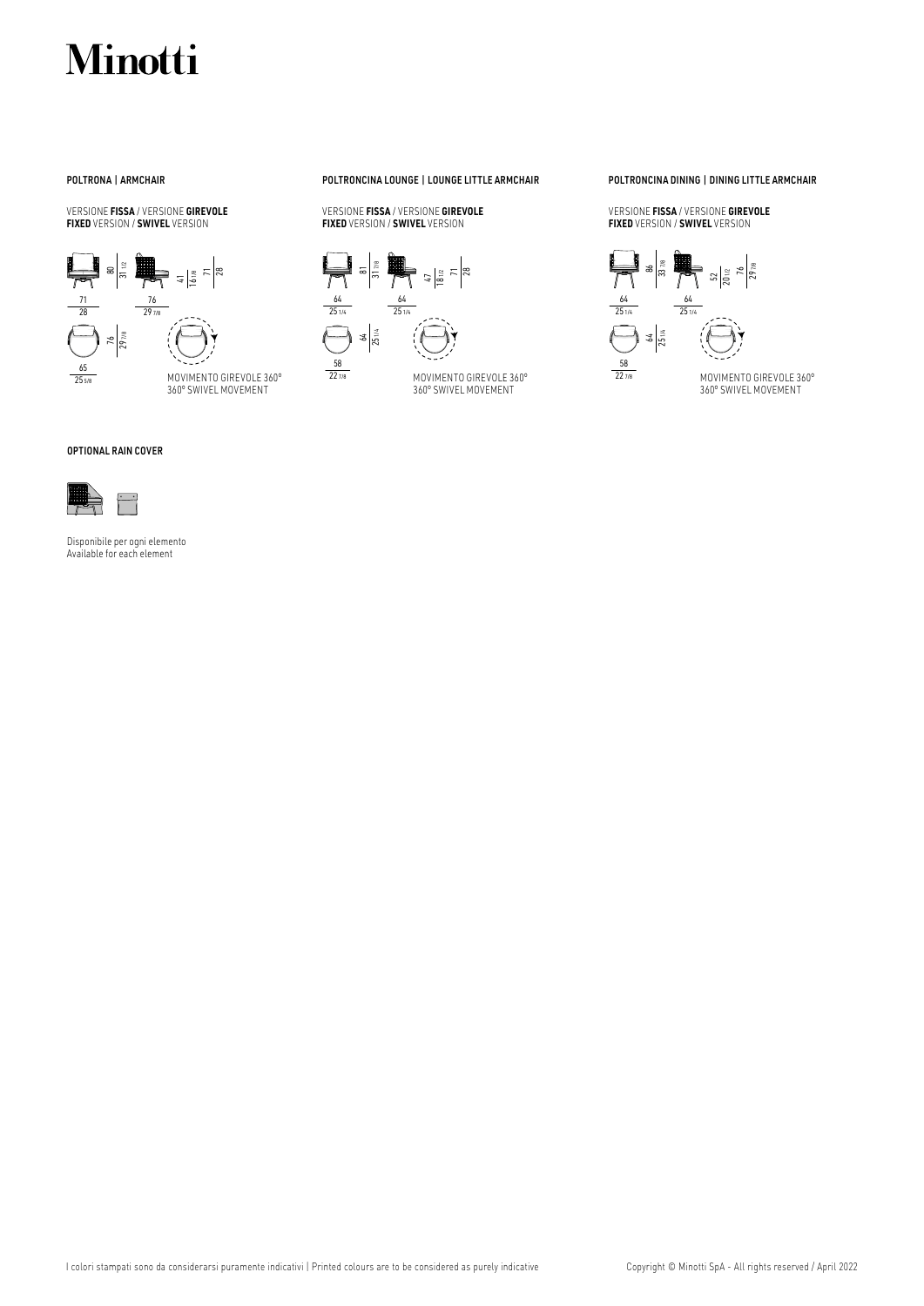# Minotti

### POLTRONA | ARMCHAIR

VERSIONE **FISSA** / VERSIONE **GIREVOLE**
**FIXED** VERSION / **SWIVEL** VERSION

80
31 1/2
41
16 1/8
71
28
71
28
76
29 7/8
76
29 7/8
65
25 5/8

MOVIMENTO GIREVOLE 360°
360° SWIVEL MOVEMENT

### POLTRONCINA LOUNGE | LOUNGE LITTLE ARMCHAIR

VERSIONE **FISSA** / VERSIONE **GIREVOLE**
**FIXED** VERSION / **SWIVEL** VERSION

81
31 7/8
47
18 1/2
71
28
64
25 1/4
64
25 1/4
64
25 1/4
58
22 7/8

MOVIMENTO GIREVOLE 360°
360° SWIVEL MOVEMENT

### POLTRONCINA DINING | DINING LITTLE ARMCHAIR

VERSIONE **FISSA** / VERSIONE **GIREVOLE**
**FIXED** VERSION / **SWIVEL** VERSION

86
33 7/8
52
20 1/2
76
29 7/8
64
25 1/4
64
25 1/4
64
25 1/4
58
22 7/8

MOVIMENTO GIREVOLE 360°
360° SWIVEL MOVEMENT

### OPTIONAL RAIN COVER

Disponibile per ogni elemento
Available for each element

I colori stampati sono da considerarsi puramente indicativi | Printed colours are to be considered as purely indicative

Copyright © Minotti SpA - All rights reserved / April 2022